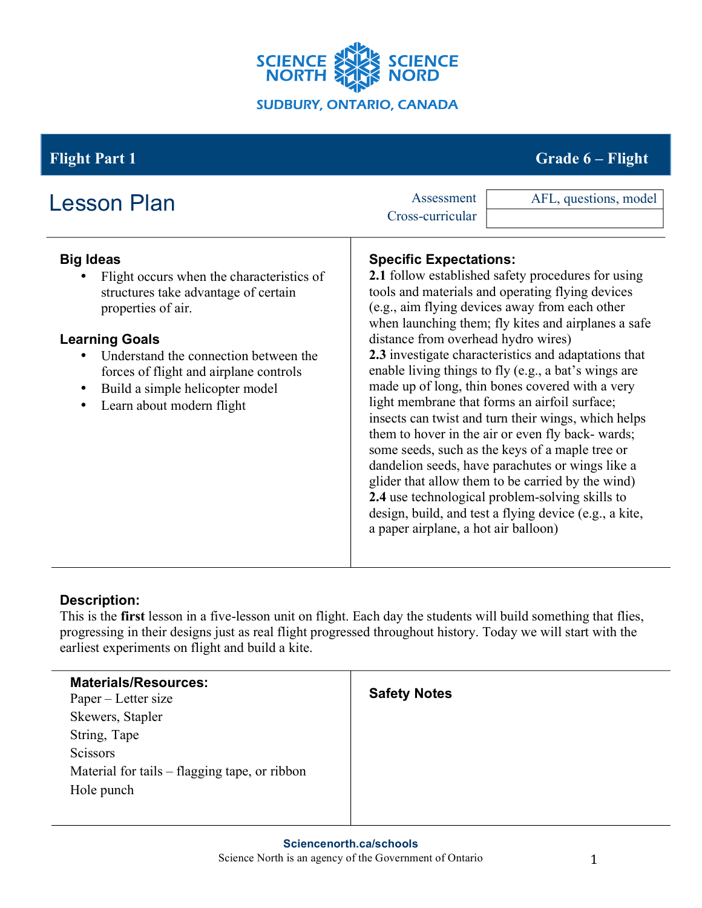SCIENCE NORTH SCIENCE NORD
SUDBURY, ONTARIO, CANADA

## Flight Part 1 — Grade 6 – Flight

# Lesson Plan

| Assessment | AFL, questions, model |
|---|---|
| Cross-curricular | |

### Big Ideas
- Flight occurs when the characteristics of structures take advantage of certain properties of air.

### Learning Goals
- Understand the connection between the forces of flight and airplane controls
- Build a simple helicopter model
- Learn about modern flight

### Specific Expectations:
**2.1** follow established safety procedures for using tools and materials and operating flying devices (e.g., aim flying devices away from each other when launching them; fly kites and airplanes a safe distance from overhead hydro wires)
**2.3** investigate characteristics and adaptations that enable living things to fly (e.g., a bat's wings are made up of long, thin bones covered with a very light membrane that forms an airfoil surface; insects can twist and turn their wings, which helps them to hover in the air or even fly back- wards; some seeds, such as the keys of a maple tree or dandelion seeds, have parachutes or wings like a glider that allow them to be carried by the wind)
**2.4** use technological problem-solving skills to design, build, and test a flying device (e.g., a kite, a paper airplane, a hot air balloon)

### Description:
This is the **first** lesson in a five-lesson unit on flight. Each day the students will build something that flies, progressing in their designs just as real flight progressed throughout history. Today we will start with the earliest experiments on flight and build a kite.

### Materials/Resources:
Paper – Letter size
Skewers, Stapler
String, Tape
Scissors
Material for tails – flagging tape, or ribbon
Hole punch

### Safety Notes

**Sciencenorth.ca/schools**
Science North is an agency of the Government of Ontario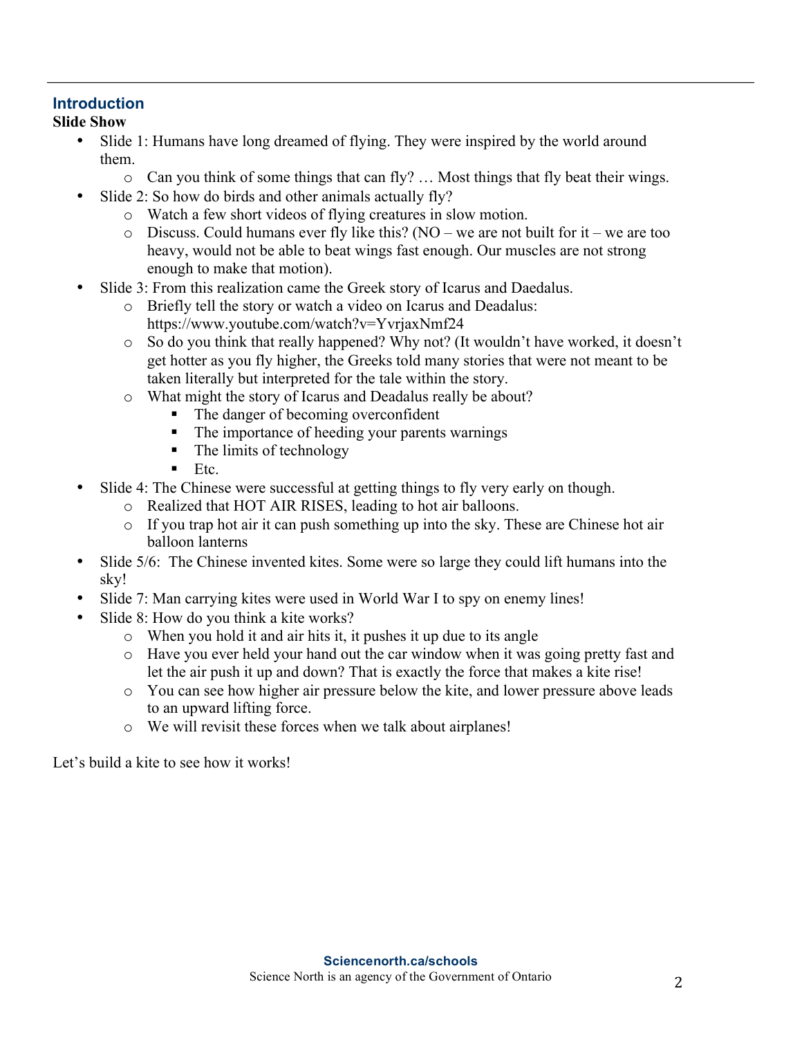## Introduction

**Slide Show**

- Slide 1: Humans have long dreamed of flying. They were inspired by the world around them.
  - Can you think of some things that can fly? … Most things that fly beat their wings.
- Slide 2: So how do birds and other animals actually fly?
  - Watch a few short videos of flying creatures in slow motion.
  - Discuss. Could humans ever fly like this? (NO – we are not built for it – we are too heavy, would not be able to beat wings fast enough. Our muscles are not strong enough to make that motion).
- Slide 3: From this realization came the Greek story of Icarus and Daedalus.
  - Briefly tell the story or watch a video on Icarus and Deadalus: https://www.youtube.com/watch?v=YvrjaxNmf24
  - So do you think that really happened? Why not? (It wouldn't have worked, it doesn't get hotter as you fly higher, the Greeks told many stories that were not meant to be taken literally but interpreted for the tale within the story.
  - What might the story of Icarus and Deadalus really be about?
    - The danger of becoming overconfident
    - The importance of heeding your parents warnings
    - The limits of technology
    - Etc.
- Slide 4: The Chinese were successful at getting things to fly very early on though.
  - Realized that HOT AIR RISES, leading to hot air balloons.
  - If you trap hot air it can push something up into the sky. These are Chinese hot air balloon lanterns
- Slide 5/6: The Chinese invented kites. Some were so large they could lift humans into the sky!
- Slide 7: Man carrying kites were used in World War I to spy on enemy lines!
- Slide 8: How do you think a kite works?
  - When you hold it and air hits it, it pushes it up due to its angle
  - Have you ever held your hand out the car window when it was going pretty fast and let the air push it up and down? That is exactly the force that makes a kite rise!
  - You can see how higher air pressure below the kite, and lower pressure above leads to an upward lifting force.
  - We will revisit these forces when we talk about airplanes!

Let's build a kite to see how it works!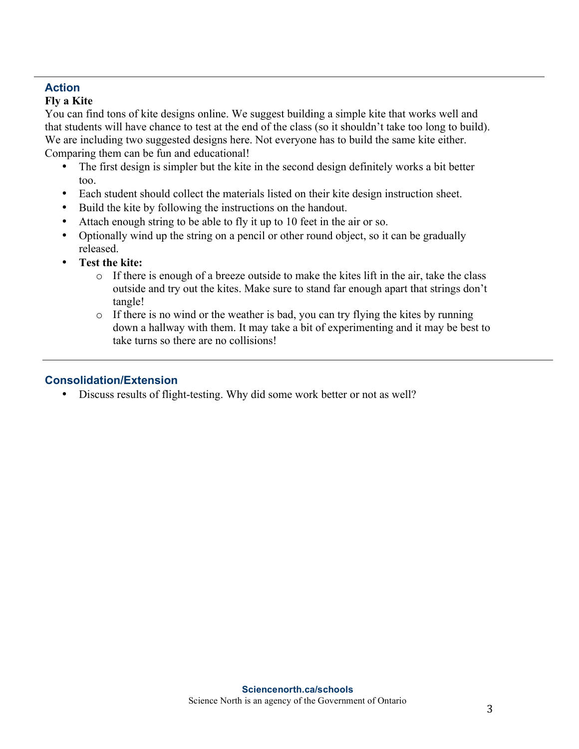## Action

### Fly a Kite

You can find tons of kite designs online. We suggest building a simple kite that works well and that students will have chance to test at the end of the class (so it shouldn't take too long to build). We are including two suggested designs here. Not everyone has to build the same kite either. Comparing them can be fun and educational!

- The first design is simpler but the kite in the second design definitely works a bit better too.
- Each student should collect the materials listed on their kite design instruction sheet.
- Build the kite by following the instructions on the handout.
- Attach enough string to be able to fly it up to 10 feet in the air or so.
- Optionally wind up the string on a pencil or other round object, so it can be gradually released.
- **Test the kite:**
  - If there is enough of a breeze outside to make the kites lift in the air, take the class outside and try out the kites. Make sure to stand far enough apart that strings don't tangle!
  - If there is no wind or the weather is bad, you can try flying the kites by running down a hallway with them. It may take a bit of experimenting and it may be best to take turns so there are no collisions!

## Consolidation/Extension

- Discuss results of flight-testing. Why did some work better or not as well?